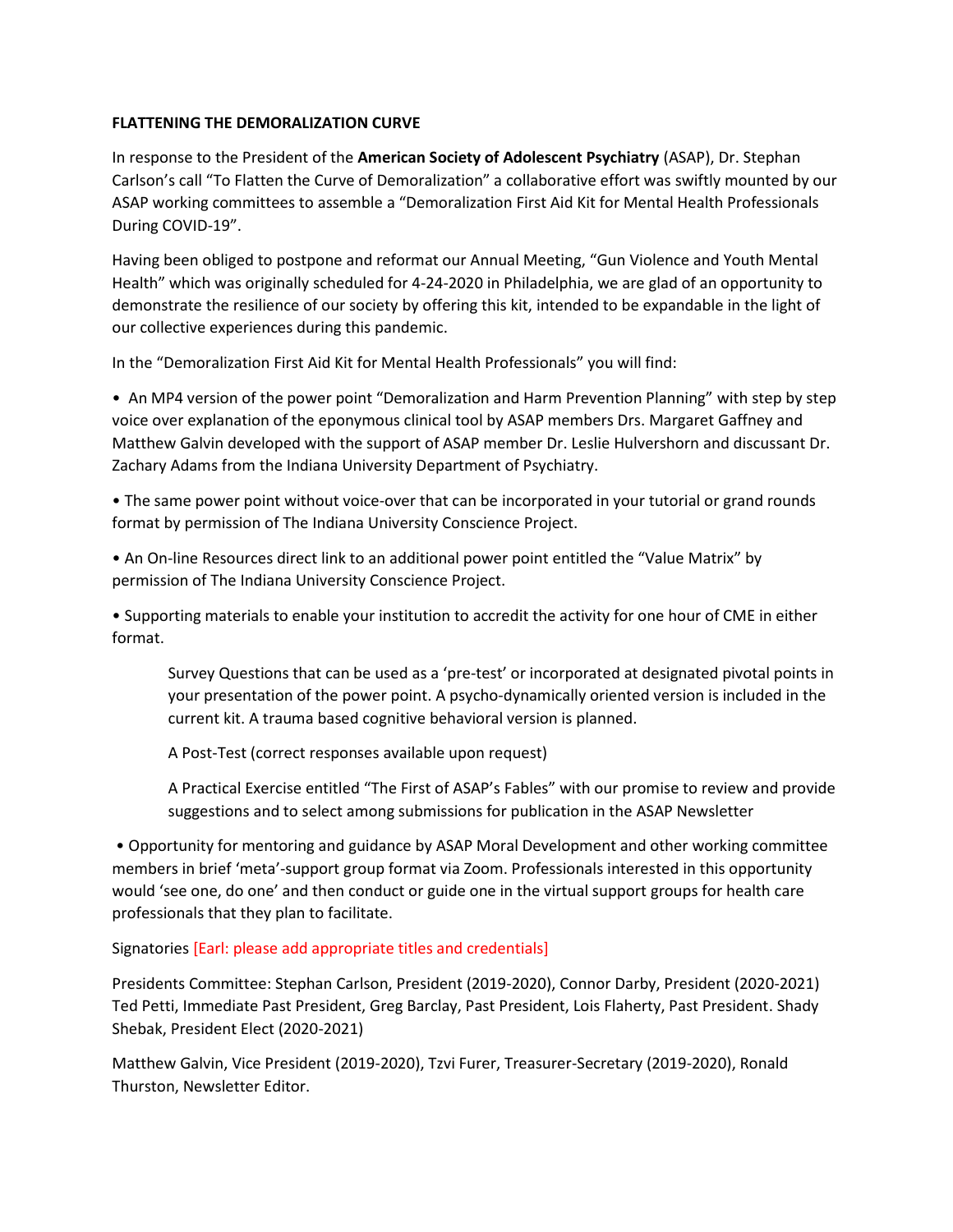**FLATTENING THE DEMORALIZATION CURVE**

In response to the President of the **American Society of Adolescent Psychiatry** (ASAP), Dr. Stephan Carlson's call "To Flatten the Curve of Demoralization" a collaborative effort was swiftly mounted by our ASAP working committees to assemble a "Demoralization First Aid Kit for Mental Health Professionals During COVID-19".

Having been obliged to postpone and reformat our Annual Meeting, "Gun Violence and Youth Mental Health" which was originally scheduled for 4-24-2020 in Philadelphia, we are glad of an opportunity to demonstrate the resilience of our society by offering this kit, intended to be expandable in the light of our collective experiences during this pandemic.

In the "Demoralization First Aid Kit for Mental Health Professionals" you will find:

- An MP4 version of the power point "Demoralization and Harm Prevention Planning" with step by step voice over explanation of the eponymous clinical tool by ASAP members Drs. Margaret Gaffney and Matthew Galvin developed with the support of ASAP member Dr. Leslie Hulvershorn and discussant Dr. Zachary Adams from the Indiana University Department of Psychiatry.
- The same power point without voice-over that can be incorporated in your tutorial or grand rounds format by permission of The Indiana University Conscience Project.
- An On-line Resources direct link to an additional power point entitled the "Value Matrix" by permission of The Indiana University Conscience Project.
- Supporting materials to enable your institution to accredit the activity for one hour of CME in either format.

    Survey Questions that can be used as a 'pre-test' or incorporated at designated pivotal points in your presentation of the power point. A psycho-dynamically oriented version is included in the current kit. A trauma based cognitive behavioral version is planned.

    A Post-Test (correct responses available upon request)

    A Practical Exercise entitled "The First of ASAP's Fables" with our promise to review and provide suggestions and to select among submissions for publication in the ASAP Newsletter

- Opportunity for mentoring and guidance by ASAP Moral Development and other working committee members in brief 'meta'-support group format via Zoom. Professionals interested in this opportunity would 'see one, do one' and then conduct or guide one in the virtual support groups for health care professionals that they plan to facilitate.

Signatories [Earl: please add appropriate titles and credentials]

Presidents Committee: Stephan Carlson, President (2019-2020), Connor Darby, President (2020-2021) Ted Petti, Immediate Past President, Greg Barclay, Past President, Lois Flaherty, Past President. Shady Shebak, President Elect (2020-2021)

Matthew Galvin, Vice President (2019-2020), Tzvi Furer, Treasurer-Secretary (2019-2020), Ronald Thurston, Newsletter Editor.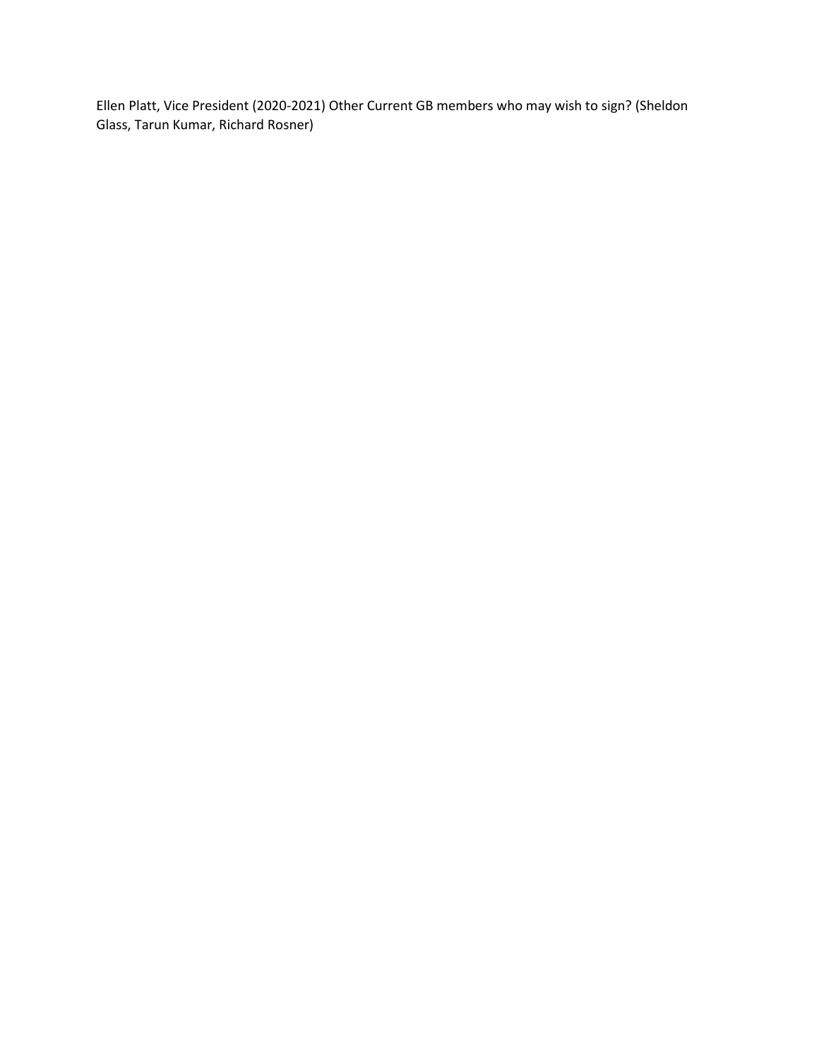Ellen Platt, Vice President (2020-2021) Other Current GB members who may wish to sign? (Sheldon Glass, Tarun Kumar, Richard Rosner)